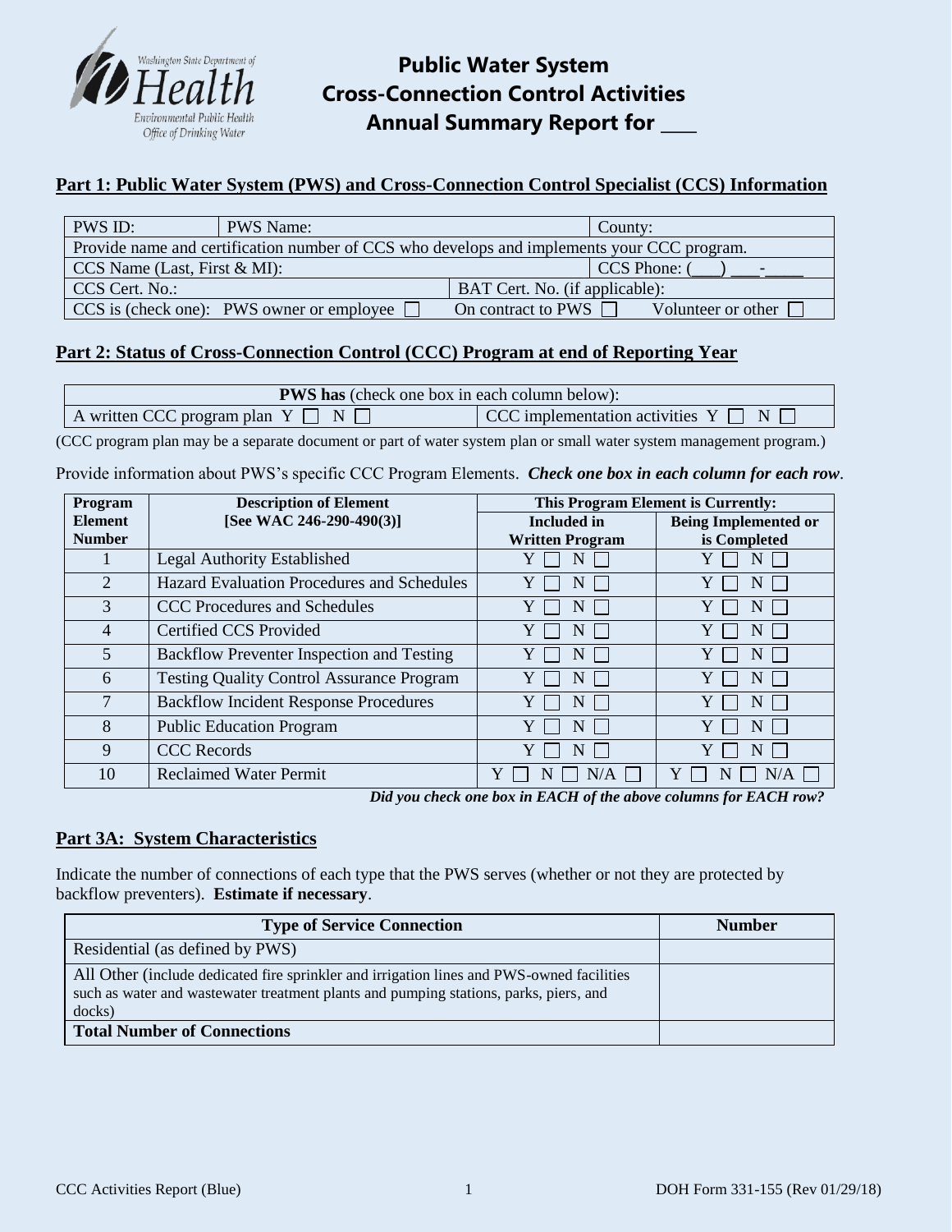Washington State Department of Health
Environmental Public Health
Office of Drinking Water

# Public Water System Cross-Connection Control Activities Annual Summary Report for ___

## Part 1: Public Water System (PWS) and Cross-Connection Control Specialist (CCS) Information

| PWS ID: | PWS Name: | | County: |
|---|---|---|---|
| Provide name and certification number of CCS who develops and implements your CCC program. | | | |
| CCS Name (Last, First & MI): | | | CCS Phone: (___) ___-____ |
| CCS Cert. No.: | | BAT Cert. No. (if applicable): | |
| CCS is (check one): PWS owner or employee ☐ | | On contract to PWS ☐ | Volunteer or other ☐ |

## Part 2: Status of Cross-Connection Control (CCC) Program at end of Reporting Year

| **PWS has** (check one box in each column below): | |
|---|---|
| A written CCC program plan Y ☐ N ☐ | CCC implementation activities Y ☐ N ☐ |

(CCC program plan may be a separate document or part of water system plan or small water system management program.)

Provide information about PWS's specific CCC Program Elements. ***Check one box in each column for each row***.

| Program Element Number | Description of Element [See WAC 246-290-490(3)] | This Program Element is Currently: Included in Written Program | Being Implemented or is Completed |
|---|---|---|---|
| 1 | Legal Authority Established | Y ☐ N ☐ | Y ☐ N ☐ |
| 2 | Hazard Evaluation Procedures and Schedules | Y ☐ N ☐ | Y ☐ N ☐ |
| 3 | CCC Procedures and Schedules | Y ☐ N ☐ | Y ☐ N ☐ |
| 4 | Certified CCS Provided | Y ☐ N ☐ | Y ☐ N ☐ |
| 5 | Backflow Preventer Inspection and Testing | Y ☐ N ☐ | Y ☐ N ☐ |
| 6 | Testing Quality Control Assurance Program | Y ☐ N ☐ | Y ☐ N ☐ |
| 7 | Backflow Incident Response Procedures | Y ☐ N ☐ | Y ☐ N ☐ |
| 8 | Public Education Program | Y ☐ N ☐ | Y ☐ N ☐ |
| 9 | CCC Records | Y ☐ N ☐ | Y ☐ N ☐ |
| 10 | Reclaimed Water Permit | Y ☐ N ☐ N/A ☐ | Y ☐ N ☐ N/A ☐ |

***Did you check one box in EACH of the above columns for EACH row?***

## Part 3A: System Characteristics

Indicate the number of connections of each type that the PWS serves (whether or not they are protected by backflow preventers). **Estimate if necessary**.

| Type of Service Connection | Number |
|---|---|
| Residential (as defined by PWS) | |
| All Other (include dedicated fire sprinkler and irrigation lines and PWS-owned facilities such as water and wastewater treatment plants and pumping stations, parks, piers, and docks) | |
| **Total Number of Connections** | |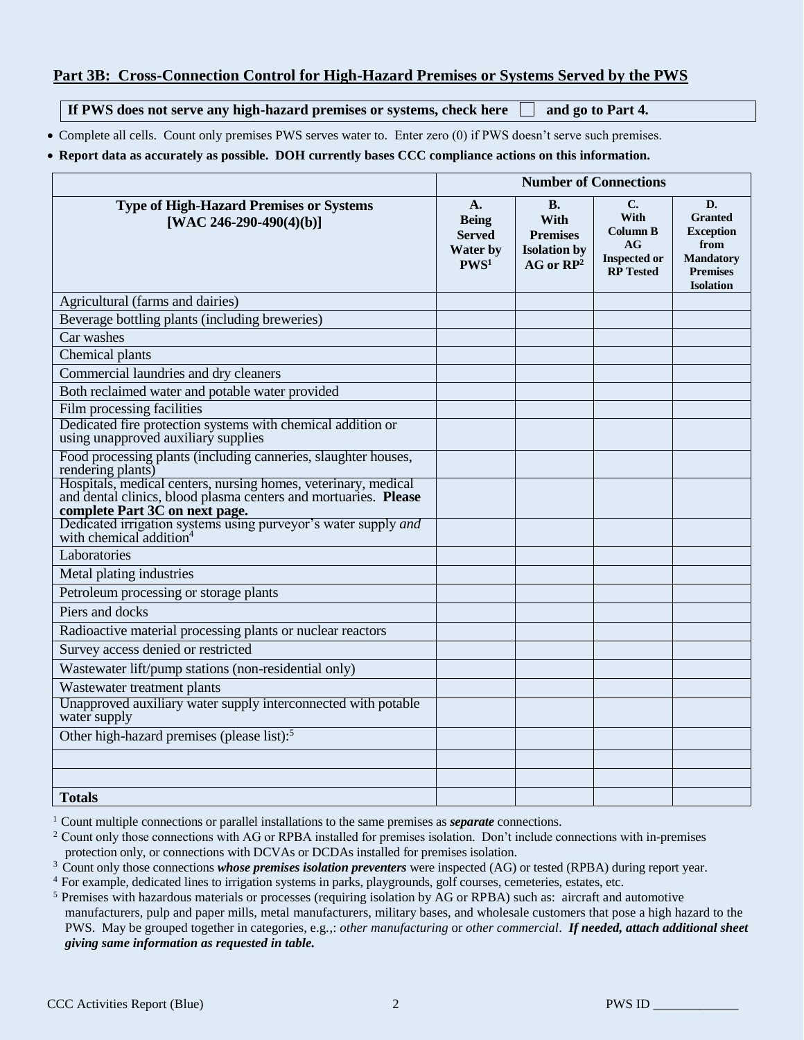## Part 3B: Cross-Connection Control for High-Hazard Premises or Systems Served by the PWS

**If PWS does not serve any high-hazard premises or systems, check here ☐ and go to Part 4.**

- Complete all cells. Count only premises PWS serves water to. Enter zero (0) if PWS doesn't serve such premises.
- **Report data as accurately as possible. DOH currently bases CCC compliance actions on this information.**

| | **Number of Connections** | | | |
|---|---|---|---|---|
| **Type of High-Hazard Premises or Systems [WAC 246-290-490(4)(b)]** | **A. Being Served Water by PWS[1]** | **B. With Premises Isolation by AG or RP[2]** | **C. With Column B AG Inspected or RP Tested** | **D. Granted Exception from Mandatory Premises Isolation** |
| Agricultural (farms and dairies) | | | | |
| Beverage bottling plants (including breweries) | | | | |
| Car washes | | | | |
| Chemical plants | | | | |
| Commercial laundries and dry cleaners | | | | |
| Both reclaimed water and potable water provided | | | | |
| Film processing facilities | | | | |
| Dedicated fire protection systems with chemical addition or using unapproved auxiliary supplies | | | | |
| Food processing plants (including canneries, slaughter houses, rendering plants) | | | | |
| Hospitals, medical centers, nursing homes, veterinary, medical and dental clinics, blood plasma centers and mortuaries. **Please complete Part 3C on next page.** | | | | |
| Dedicated irrigation systems using purveyor's water supply *and* with chemical addition[4] | | | | |
| Laboratories | | | | |
| Metal plating industries | | | | |
| Petroleum processing or storage plants | | | | |
| Piers and docks | | | | |
| Radioactive material processing plants or nuclear reactors | | | | |
| Survey access denied or restricted | | | | |
| Wastewater lift/pump stations (non-residential only) | | | | |
| Wastewater treatment plants | | | | |
| Unapproved auxiliary water supply interconnected with potable water supply | | | | |
| Other high-hazard premises (please list):[5] | | | | |
| | | | | |
| | | | | |
| **Totals** | | | | |

[1] Count multiple connections or parallel installations to the same premises as ***separate*** connections.

[2] Count only those connections with AG or RPBA installed for premises isolation. Don't include connections with in-premises protection only, or connections with DCVAs or DCDAs installed for premises isolation.

[3] Count only those connections ***whose premises isolation preventers*** were inspected (AG) or tested (RPBA) during report year.

[4] For example, dedicated lines to irrigation systems in parks, playgrounds, golf courses, cemeteries, estates, etc.

[5] Premises with hazardous materials or processes (requiring isolation by AG or RPBA) such as: aircraft and automotive manufacturers, pulp and paper mills, metal manufacturers, military bases, and wholesale customers that pose a high hazard to the PWS. May be grouped together in categories, e.g.,: *other manufacturing* or *other commercial*. ***If needed, attach additional sheet giving same information as requested in table.***

PWS ID ____________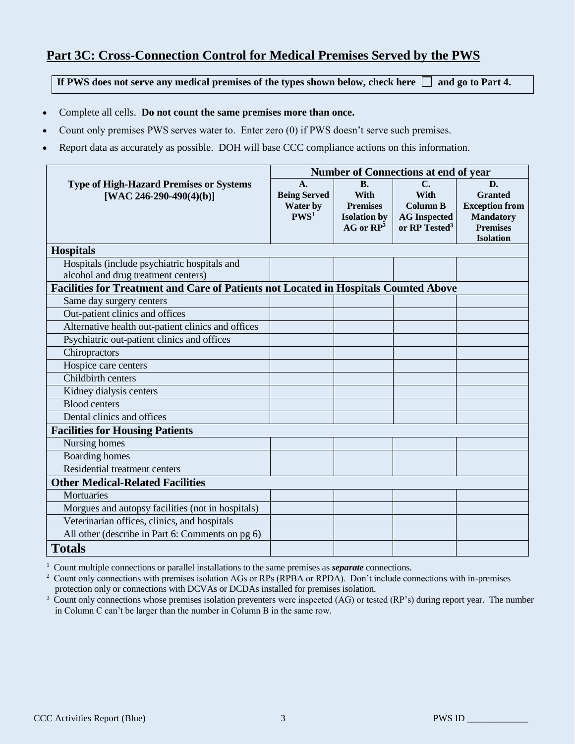## Part 3C: Cross-Connection Control for Medical Premises Served by the PWS

**If PWS does not serve any medical premises of the types shown below, check here ☐ and go to Part 4.**

- Complete all cells. **Do not count the same premises more than once.**
- Count only premises PWS serves water to. Enter zero (0) if PWS doesn't serve such premises.
- Report data as accurately as possible. DOH will base CCC compliance actions on this information.

| Type of High-Hazard Premises or Systems [WAC 246-290-490(4)(b)] | Number of Connections at end of year | | | |
|---|---|---|---|---|
| | **A. Being Served Water by PWS**[1] | **B. With Premises Isolation by AG or RP**[2] | **C. With Column B AG Inspected or RP Tested**[3] | **D. Granted Exception from Mandatory Premises Isolation** |
| **Hospitals** | | | | |
| Hospitals (include psychiatric hospitals and alcohol and drug treatment centers) | | | | |
| **Facilities for Treatment and Care of Patients not Located in Hospitals Counted Above** | | | | |
| Same day surgery centers | | | | |
| Out-patient clinics and offices | | | | |
| Alternative health out-patient clinics and offices | | | | |
| Psychiatric out-patient clinics and offices | | | | |
| Chiropractors | | | | |
| Hospice care centers | | | | |
| Childbirth centers | | | | |
| Kidney dialysis centers | | | | |
| Blood centers | | | | |
| Dental clinics and offices | | | | |
| **Facilities for Housing Patients** | | | | |
| Nursing homes | | | | |
| Boarding homes | | | | |
| Residential treatment centers | | | | |
| **Other Medical-Related Facilities** | | | | |
| Mortuaries | | | | |
| Morgues and autopsy facilities (not in hospitals) | | | | |
| Veterinarian offices, clinics, and hospitals | | | | |
| All other (describe in Part 6: Comments on pg 6) | | | | |
| **Totals** | | | | |

[1] Count multiple connections or parallel installations to the same premises as ***separate*** connections.

[2] Count only connections with premises isolation AGs or RPs (RPBA or RPDA). Don't include connections with in-premises protection only or connections with DCVAs or DCDAs installed for premises isolation.

[3] Count only connections whose premises isolation preventers were inspected (AG) or tested (RP's) during report year. The number in Column C can't be larger than the number in Column B in the same row.

CCC Activities Report (Blue) PWS ID ____________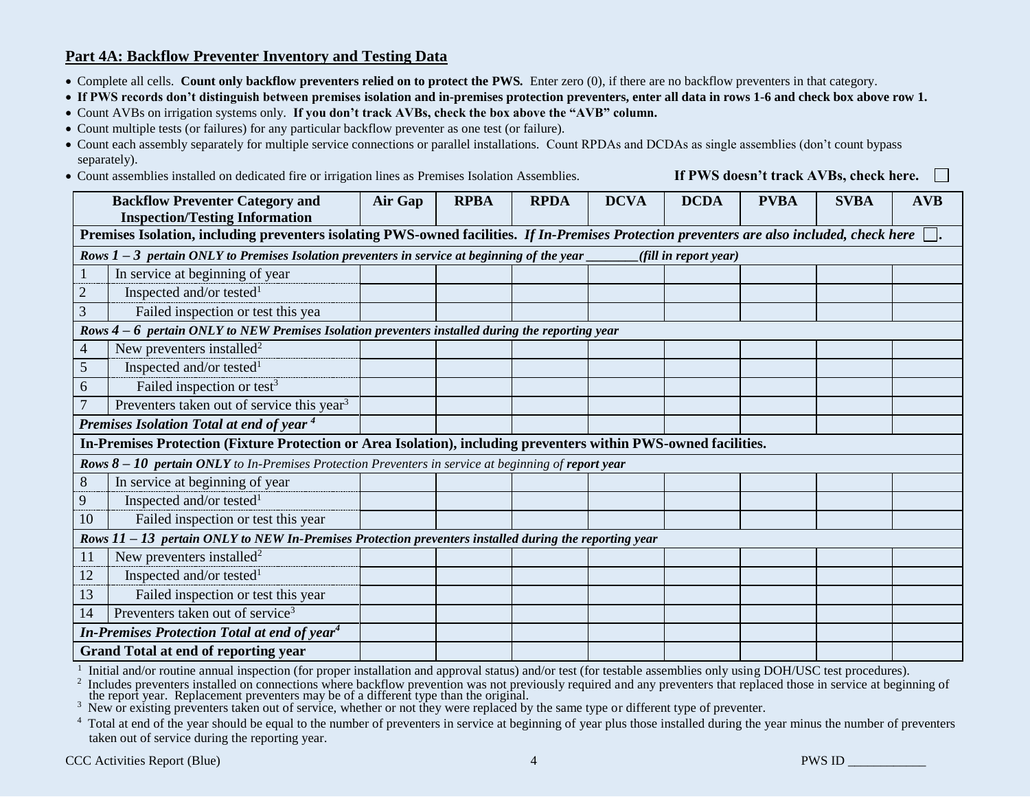## Part 4A: Backflow Preventer Inventory and Testing Data

- Complete all cells. **Count only backflow preventers relied on to protect the PWS.** Enter zero (0), if there are no backflow preventers in that category.
- **If PWS records don't distinguish between premises isolation and in-premises protection preventers, enter all data in rows 1-6 and check box above row 1.**
- Count AVBs on irrigation systems only. **If you don't track AVBs, check the box above the "AVB" column.**
- Count multiple tests (or failures) for any particular backflow preventer as one test (or failure).
- Count each assembly separately for multiple service connections or parallel installations. Count RPDAs and DCDAs as single assemblies (don't count bypass separately).
- Count assemblies installed on dedicated fire or irrigation lines as Premises Isolation Assemblies.

**If PWS doesn't track AVBs, check here.** ☐

| | Backflow Preventer Category and Inspection/Testing Information | Air Gap | RPBA | RPDA | DCVA | DCDA | PVBA | SVBA | AVB |
|---|---|---|---|---|---|---|---|---|---|
| **Premises Isolation, including preventers isolating PWS-owned facilities.** ***If In-Premises Protection preventers are also included, check here*** ☐**.** | | | | | | | | | |
| ***Rows 1 – 3 pertain ONLY to Premises Isolation preventers in service at beginning of the year _______(fill in report year)*** | | | | | | | | | |
| 1 | In service at beginning of year | | | | | | | | |
| 2 | Inspected and/or tested[1] | | | | | | | | |
| 3 | Failed inspection or test this yea | | | | | | | | |
| ***Rows 4 – 6 pertain ONLY to NEW Premises Isolation preventers installed during the reporting year*** | | | | | | | | | |
| 4 | New preventers installed[2] | | | | | | | | |
| 5 | Inspected and/or tested[1] | | | | | | | | |
| 6 | Failed inspection or test[3] | | | | | | | | |
| 7 | Preventers taken out of service this year[3] | | | | | | | | |
| ***Premises Isolation Total at end of year [4]*** | | | | | | | | | |
| **In-Premises Protection (Fixture Protection or Area Isolation), including preventers within PWS-owned facilities.** | | | | | | | | | |
| ***Rows 8 – 10 pertain ONLY** to In-Premises Protection Preventers in service at beginning of **report year*** | | | | | | | | | |
| 8 | In service at beginning of year | | | | | | | | |
| 9 | Inspected and/or tested[1] | | | | | | | | |
| 10 | Failed inspection or test this year | | | | | | | | |
| ***Rows 11 – 13 pertain ONLY to NEW In-Premises Protection preventers installed during the reporting year*** | | | | | | | | | |
| 11 | New preventers installed[2] | | | | | | | | |
| 12 | Inspected and/or tested[1] | | | | | | | | |
| 13 | Failed inspection or test this year | | | | | | | | |
| 14 | Preventers taken out of service[3] | | | | | | | | |
| ***In-Premises Protection Total at end of year[4]*** | | | | | | | | | |
| **Grand Total at end of reporting year** | | | | | | | | | |

[1] Initial and/or routine annual inspection (for proper installation and approval status) and/or test (for testable assemblies only using DOH/USC test procedures).
[2] Includes preventers installed on connections where backflow prevention was not previously required and any preventers that replaced those in service at beginning of the report year. Replacement preventers may be of a different type than the original.
[3] New or existing preventers taken out of service, whether or not they were replaced by the same type or different type of preventer.
[4] Total at end of the year should be equal to the number of preventers in service at beginning of year plus those installed during the year minus the number of preventers taken out of service during the reporting year.

CCC Activities Report (Blue) PWS ID ___________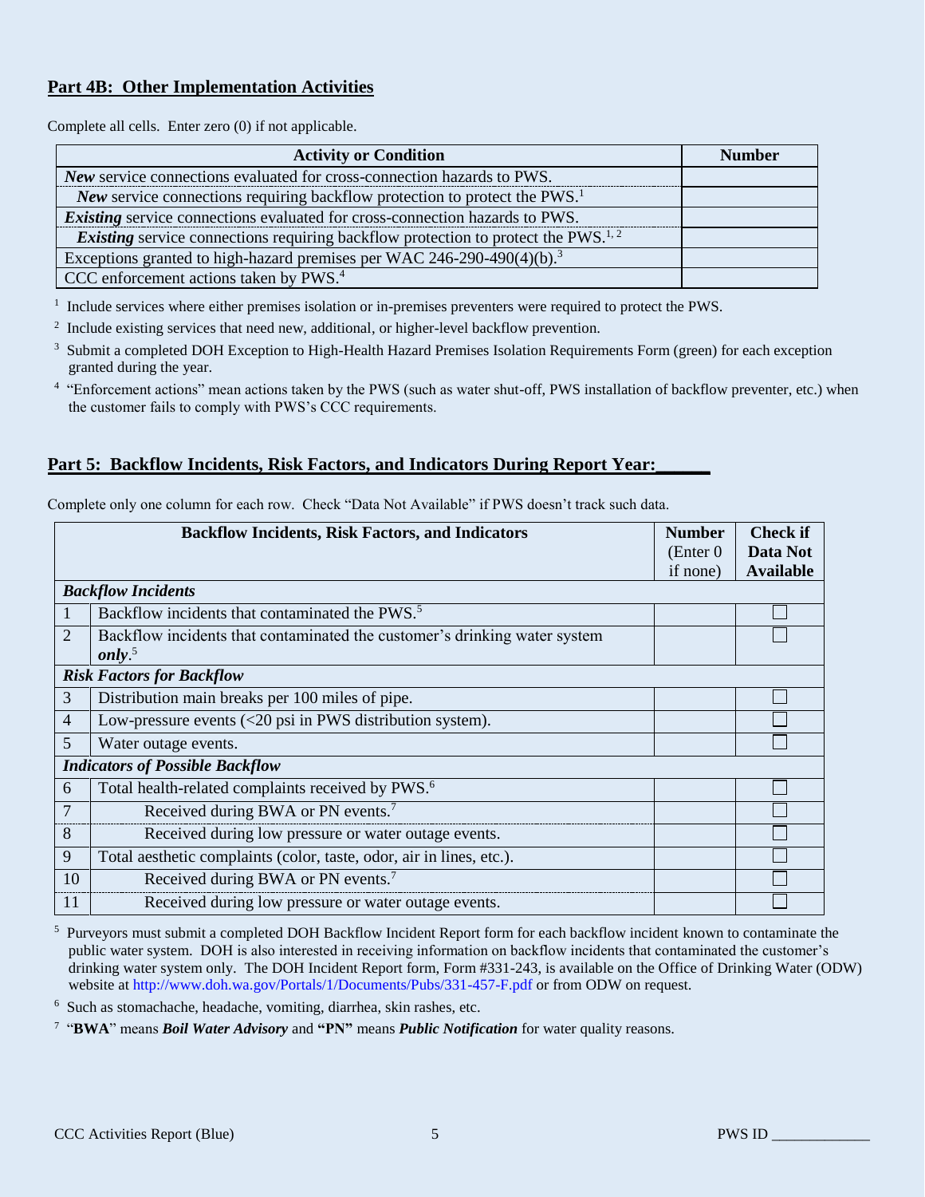## Part 4B: Other Implementation Activities

Complete all cells. Enter zero (0) if not applicable.

| Activity or Condition | Number |
|---|---|
| ***New*** service connections evaluated for cross-connection hazards to PWS. | |
| ***New*** service connections requiring backflow protection to protect the PWS.[1] | |
| ***Existing*** service connections evaluated for cross-connection hazards to PWS. | |
| ***Existing*** service connections requiring backflow protection to protect the PWS.[1, 2] | |
| Exceptions granted to high-hazard premises per WAC 246-290-490(4)(b).[3] | |
| CCC enforcement actions taken by PWS.[4] | |

[1] Include services where either premises isolation or in-premises preventers were required to protect the PWS.

[2] Include existing services that need new, additional, or higher-level backflow prevention.

[3] Submit a completed DOH Exception to High-Health Hazard Premises Isolation Requirements Form (green) for each exception granted during the year.

[4] "Enforcement actions" mean actions taken by the PWS (such as water shut-off, PWS installation of backflow preventer, etc.) when the customer fails to comply with PWS's CCC requirements.

## Part 5: Backflow Incidents, Risk Factors, and Indicators During Report Year:______

Complete only one column for each row. Check "Data Not Available" if PWS doesn't track such data.

| | Backflow Incidents, Risk Factors, and Indicators | Number (Enter 0 if none) | Check if Data Not Available |
|---|---|---|---|
| ***Backflow Incidents*** | | | |
| 1 | Backflow incidents that contaminated the PWS.[5] | | ☐ |
| 2 | Backflow incidents that contaminated the customer's drinking water system ***only***.[5] | | ☐ |
| ***Risk Factors for Backflow*** | | | |
| 3 | Distribution main breaks per 100 miles of pipe. | | ☐ |
| 4 | Low-pressure events (<20 psi in PWS distribution system). | | ☐ |
| 5 | Water outage events. | | ☐ |
| ***Indicators of Possible Backflow*** | | | |
| 6 | Total health-related complaints received by PWS.[6] | | ☐ |
| 7 | Received during BWA or PN events.[7] | | ☐ |
| 8 | Received during low pressure or water outage events. | | ☐ |
| 9 | Total aesthetic complaints (color, taste, odor, air in lines, etc.). | | ☐ |
| 10 | Received during BWA or PN events.[7] | | ☐ |
| 11 | Received during low pressure or water outage events. | | ☐ |

[5] Purveyors must submit a completed DOH Backflow Incident Report form for each backflow incident known to contaminate the public water system. DOH is also interested in receiving information on backflow incidents that contaminated the customer's drinking water system only. The DOH Incident Report form, Form #331-243, is available on the Office of Drinking Water (ODW) website at http://www.doh.wa.gov/Portals/1/Documents/Pubs/331-457-F.pdf or from ODW on request.

[6] Such as stomachache, headache, vomiting, diarrhea, skin rashes, etc.

[7] "**BWA**" means ***Boil Water Advisory*** and **"PN"** means ***Public Notification*** for water quality reasons.

CCC Activities Report (Blue) PWS ID ____________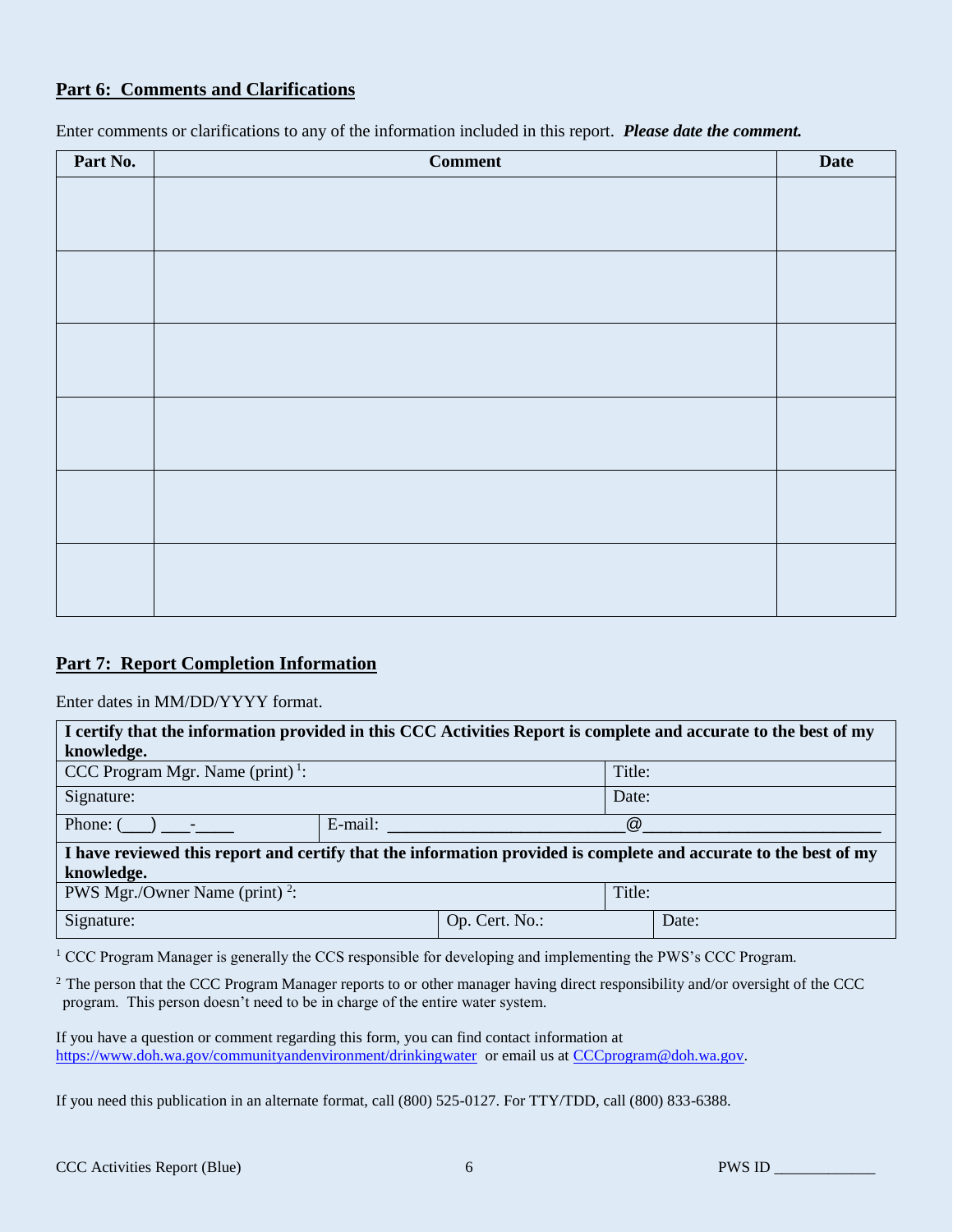## Part 6: Comments and Clarifications

Enter comments or clarifications to any of the information included in this report. ***Please date the comment.***

| Part No. | Comment | Date |
|---|---|---|
| | | |
| | | |
| | | |
| | | |
| | | |
| | | |

## Part 7: Report Completion Information

Enter dates in MM/DD/YYYY format.

| | | | |
|---|---|---|---|
| **I certify that the information provided in this CCC Activities Report is complete and accurate to the best of my knowledge.** | | | |
| CCC Program Mgr. Name (print) [1]: | | Title: | |
| Signature: | | Date: | |
| Phone: (___) ___-____ | E-mail: ________________________@________________________ | | |
| **I have reviewed this report and certify that the information provided is complete and accurate to the best of my knowledge.** | | | |
| PWS Mgr./Owner Name (print) [2]: | | Title: | |
| Signature: | Op. Cert. No.: | | Date: |

[1] CCC Program Manager is generally the CCS responsible for developing and implementing the PWS's CCC Program.

[2] The person that the CCC Program Manager reports to or other manager having direct responsibility and/or oversight of the CCC program. This person doesn't need to be in charge of the entire water system.

If you have a question or comment regarding this form, you can find contact information at https://www.doh.wa.gov/communityandenvironment/drinkingwater or email us at CCCprogram@doh.wa.gov.

If you need this publication in an alternate format, call (800) 525-0127. For TTY/TDD, call (800) 833-6388.

PWS ID ____________